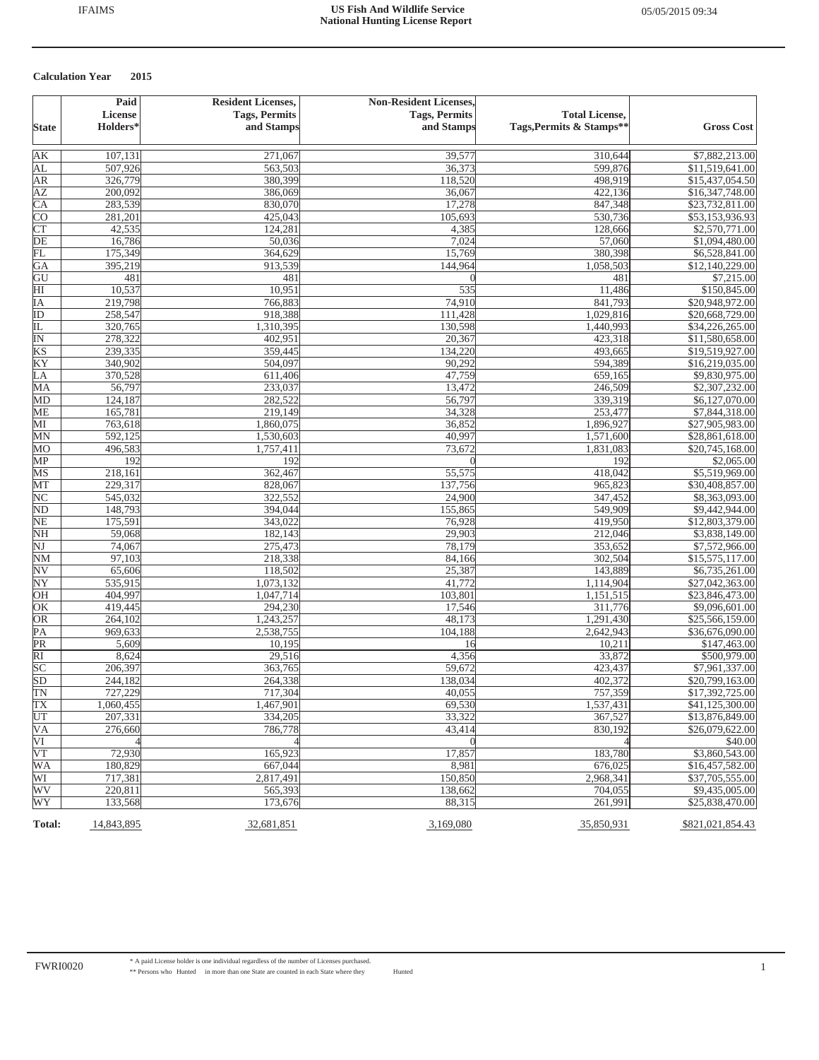# US Fish And Wildlife Service
## National Hunting License Report

**Calculation Year 2015**

| State | Paid License Holders* | Resident Licenses, Tags, Permits and Stamps | Non-Resident Licenses, Tags, Permits and Stamps | Total License, Tags,Permits & Stamps** | Gross Cost |
|---|---|---|---|---|---|
| AK | 107,131 | 271,067 | 39,577 | 310,644 | $7,882,213.00 |
| AL | 507,926 | 563,503 | 36,373 | 599,876 | $11,519,641.00 |
| AR | 326,779 | 380,399 | 118,520 | 498,919 | $15,437,054.50 |
| AZ | 200,092 | 386,069 | 36,067 | 422,136 | $16,347,748.00 |
| CA | 283,539 | 830,070 | 17,278 | 847,348 | $23,732,811.00 |
| CO | 281,201 | 425,043 | 105,693 | 530,736 | $53,153,936.93 |
| CT | 42,535 | 124,281 | 4,385 | 128,666 | $2,570,771.00 |
| DE | 16,786 | 50,036 | 7,024 | 57,060 | $1,094,480.00 |
| FL | 175,349 | 364,629 | 15,769 | 380,398 | $6,528,841.00 |
| GA | 395,219 | 913,539 | 144,964 | 1,058,503 | $12,140,229.00 |
| GU | 481 | 481 | 0 | 481 | $7,215.00 |
| HI | 10,537 | 10,951 | 535 | 11,486 | $150,845.00 |
| IA | 219,798 | 766,883 | 74,910 | 841,793 | $20,948,972.00 |
| ID | 258,547 | 918,388 | 111,428 | 1,029,816 | $20,668,729.00 |
| IL | 320,765 | 1,310,395 | 130,598 | 1,440,993 | $34,226,265.00 |
| IN | 278,322 | 402,951 | 20,367 | 423,318 | $11,580,658.00 |
| KS | 239,335 | 359,445 | 134,220 | 493,665 | $19,519,927.00 |
| KY | 340,902 | 504,097 | 90,292 | 594,389 | $16,219,035.00 |
| LA | 370,528 | 611,406 | 47,759 | 659,165 | $9,830,975.00 |
| MA | 56,797 | 233,037 | 13,472 | 246,509 | $2,307,232.00 |
| MD | 124,187 | 282,522 | 56,797 | 339,319 | $6,127,070.00 |
| ME | 165,781 | 219,149 | 34,328 | 253,477 | $7,844,318.00 |
| MI | 763,618 | 1,860,075 | 36,852 | 1,896,927 | $27,905,983.00 |
| MN | 592,125 | 1,530,603 | 40,997 | 1,571,600 | $28,861,618.00 |
| MO | 496,583 | 1,757,411 | 73,672 | 1,831,083 | $20,745,168.00 |
| MP | 192 | 192 | 0 | 192 | $2,065.00 |
| MS | 218,161 | 362,467 | 55,575 | 418,042 | $5,519,969.00 |
| MT | 229,317 | 828,067 | 137,756 | 965,823 | $30,408,857.00 |
| NC | 545,032 | 322,552 | 24,900 | 347,452 | $8,363,093.00 |
| ND | 148,793 | 394,044 | 155,865 | 549,909 | $9,442,944.00 |
| NE | 175,591 | 343,022 | 76,928 | 419,950 | $12,803,379.00 |
| NH | 59,068 | 182,143 | 29,903 | 212,046 | $3,838,149.00 |
| NJ | 74,067 | 275,473 | 78,179 | 353,652 | $7,572,966.00 |
| NM | 97,103 | 218,338 | 84,166 | 302,504 | $15,575,117.00 |
| NV | 65,606 | 118,502 | 25,387 | 143,889 | $6,735,261.00 |
| NY | 535,915 | 1,073,132 | 41,772 | 1,114,904 | $27,042,363.00 |
| OH | 404,997 | 1,047,714 | 103,801 | 1,151,515 | $23,846,473.00 |
| OK | 419,445 | 294,230 | 17,546 | 311,776 | $9,096,601.00 |
| OR | 264,102 | 1,243,257 | 48,173 | 1,291,430 | $25,566,159.00 |
| PA | 969,633 | 2,538,755 | 104,188 | 2,642,943 | $36,676,090.00 |
| PR | 5,609 | 10,195 | 16 | 10,211 | $147,463.00 |
| RI | 8,624 | 29,516 | 4,356 | 33,872 | $500,979.00 |
| SC | 206,397 | 363,765 | 59,672 | 423,437 | $7,961,337.00 |
| SD | 244,182 | 264,338 | 138,034 | 402,372 | $20,799,163.00 |
| TN | 727,229 | 717,304 | 40,055 | 757,359 | $17,392,725.00 |
| TX | 1,060,455 | 1,467,901 | 69,530 | 1,537,431 | $41,125,300.00 |
| UT | 207,331 | 334,205 | 33,322 | 367,527 | $13,876,849.00 |
| VA | 276,660 | 786,778 | 43,414 | 830,192 | $26,079,622.00 |
| VI | 4 | 4 | 0 | 4 | $40.00 |
| VT | 72,930 | 165,923 | 17,857 | 183,780 | $3,860,543.00 |
| WA | 180,829 | 667,044 | 8,981 | 676,025 | $16,457,582.00 |
| WI | 717,381 | 2,817,491 | 150,850 | 2,968,341 | $37,705,555.00 |
| WV | 220,811 | 565,393 | 138,662 | 704,055 | $9,435,005.00 |
| WY | 133,568 | 173,676 | 88,315 | 261,991 | $25,838,470.00 |
| **Total:** | 14,843,895 | 32,681,851 | 3,169,080 | 35,850,931 | $821,021,854.43 |

\* A paid License holder is one individual regardless of the number of Licenses purchased.

\*\* Persons who Hunted in more than one State are counted in each State where they Hunted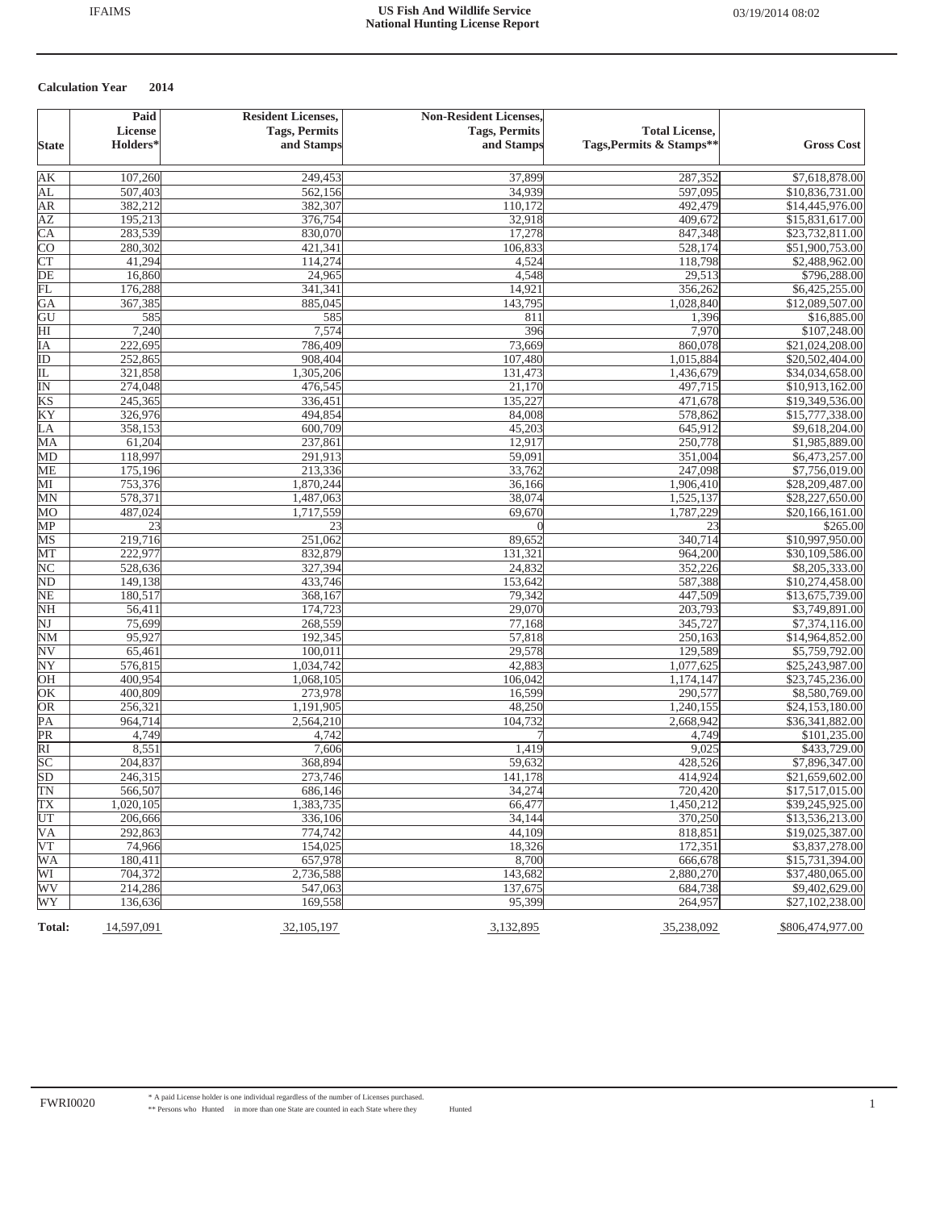**Calculation Year 2014**

| State | Paid License Holders* | Resident Licenses, Tags, Permits and Stamps | Non-Resident Licenses, Tags, Permits and Stamps | Total License, Tags,Permits & Stamps** | Gross Cost |
|---|---|---|---|---|---|
| AK | 107,260 | 249,453 | 37,899 | 287,352 | $7,618,878.00 |
| AL | 507,403 | 562,156 | 34,939 | 597,095 | $10,836,731.00 |
| AR | 382,212 | 382,307 | 110,172 | 492,479 | $14,445,976.00 |
| AZ | 195,213 | 376,754 | 32,918 | 409,672 | $15,831,617.00 |
| CA | 283,539 | 830,070 | 17,278 | 847,348 | $23,732,811.00 |
| CO | 280,302 | 421,341 | 106,833 | 528,174 | $51,900,753.00 |
| CT | 41,294 | 114,274 | 4,524 | 118,798 | $2,488,962.00 |
| DE | 16,860 | 24,965 | 4,548 | 29,513 | $796,288.00 |
| FL | 176,288 | 341,341 | 14,921 | 356,262 | $6,425,255.00 |
| GA | 367,385 | 885,045 | 143,795 | 1,028,840 | $12,089,507.00 |
| GU | 585 | 585 | 811 | 1,396 | $16,885.00 |
| HI | 7,240 | 7,574 | 396 | 7,970 | $107,248.00 |
| IA | 222,695 | 786,409 | 73,669 | 860,078 | $21,024,208.00 |
| ID | 252,865 | 908,404 | 107,480 | 1,015,884 | $20,502,404.00 |
| IL | 321,858 | 1,305,206 | 131,473 | 1,436,679 | $34,034,658.00 |
| IN | 274,048 | 476,545 | 21,170 | 497,715 | $10,913,162.00 |
| KS | 245,365 | 336,451 | 135,227 | 471,678 | $19,349,536.00 |
| KY | 326,976 | 494,854 | 84,008 | 578,862 | $15,777,338.00 |
| LA | 358,153 | 600,709 | 45,203 | 645,912 | $9,618,204.00 |
| MA | 61,204 | 237,861 | 12,917 | 250,778 | $1,985,889.00 |
| MD | 118,997 | 291,913 | 59,091 | 351,004 | $6,473,257.00 |
| ME | 175,196 | 213,336 | 33,762 | 247,098 | $7,756,019.00 |
| MI | 753,376 | 1,870,244 | 36,166 | 1,906,410 | $28,209,487.00 |
| MN | 578,371 | 1,487,063 | 38,074 | 1,525,137 | $28,227,650.00 |
| MO | 487,024 | 1,717,559 | 69,670 | 1,787,229 | $20,166,161.00 |
| MP | 23 | 23 | 0 | 23 | $265.00 |
| MS | 219,716 | 251,062 | 89,652 | 340,714 | $10,997,950.00 |
| MT | 222,977 | 832,879 | 131,321 | 964,200 | $30,109,586.00 |
| NC | 528,636 | 327,394 | 24,832 | 352,226 | $8,205,333.00 |
| ND | 149,138 | 433,746 | 153,642 | 587,388 | $10,274,458.00 |
| NE | 180,517 | 368,167 | 79,342 | 447,509 | $13,675,739.00 |
| NH | 56,411 | 174,723 | 29,070 | 203,793 | $3,749,891.00 |
| NJ | 75,699 | 268,559 | 77,168 | 345,727 | $7,374,116.00 |
| NM | 95,927 | 192,345 | 57,818 | 250,163 | $14,964,852.00 |
| NV | 65,461 | 100,011 | 29,578 | 129,589 | $5,759,792.00 |
| NY | 576,815 | 1,034,742 | 42,883 | 1,077,625 | $25,243,987.00 |
| OH | 400,954 | 1,068,105 | 106,042 | 1,174,147 | $23,745,236.00 |
| OK | 400,809 | 273,978 | 16,599 | 290,577 | $8,580,769.00 |
| OR | 256,321 | 1,191,905 | 48,250 | 1,240,155 | $24,153,180.00 |
| PA | 964,714 | 2,564,210 | 104,732 | 2,668,942 | $36,341,882.00 |
| PR | 4,749 | 4,742 | 7 | 4,749 | $101,235.00 |
| RI | 8,551 | 7,606 | 1,419 | 9,025 | $433,729.00 |
| SC | 204,837 | 368,894 | 59,632 | 428,526 | $7,896,347.00 |
| SD | 246,315 | 273,746 | 141,178 | 414,924 | $21,659,602.00 |
| TN | 566,507 | 686,146 | 34,274 | 720,420 | $17,517,015.00 |
| TX | 1,020,105 | 1,383,735 | 66,477 | 1,450,212 | $39,245,925.00 |
| UT | 206,666 | 336,106 | 34,144 | 370,250 | $13,536,213.00 |
| VA | 292,863 | 774,742 | 44,109 | 818,851 | $19,025,387.00 |
| VT | 74,966 | 154,025 | 18,326 | 172,351 | $3,837,278.00 |
| WA | 180,411 | 657,978 | 8,700 | 666,678 | $15,731,394.00 |
| WI | 704,372 | 2,736,588 | 143,682 | 2,880,270 | $37,480,065.00 |
| WV | 214,286 | 547,063 | 137,675 | 684,738 | $9,402,629.00 |
| WY | 136,636 | 169,558 | 95,399 | 264,957 | $27,102,238.00 |
| **Total:** | 14,597,091 | 32,105,197 | 3,132,895 | 35,238,092 | $806,474,977.00 |

\* A paid License holder is one individual regardless of the number of Licenses purchased.

\** Persons who Hunted in more than one State are counted in each State where they Hunted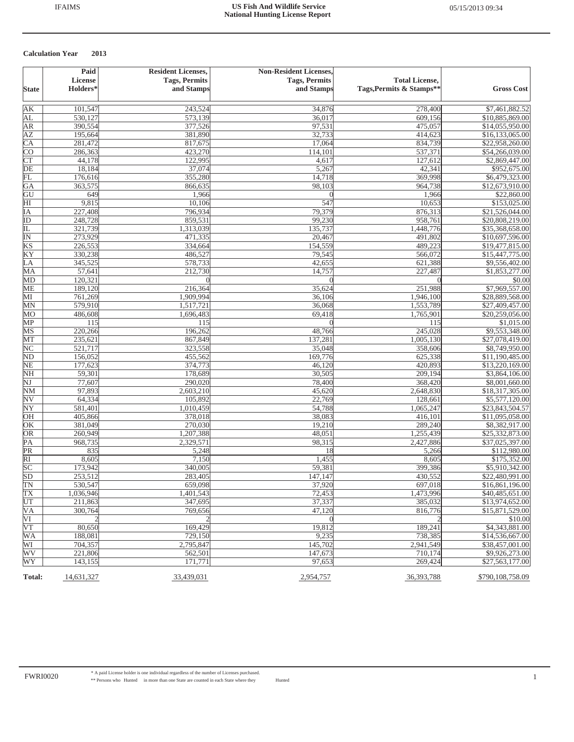# US Fish And Wildlife Service
## National Hunting License Report

**Calculation Year 2013**

| State | Paid License Holders* | Resident Licenses, Tags, Permits and Stamps | Non-Resident Licenses, Tags, Permits and Stamps | Total License, Tags,Permits & Stamps** | Gross Cost |
|---|---|---|---|---|---|
| AK | 101,547 | 243,524 | 34,876 | 278,400 | $7,461,882.52 |
| AL | 530,127 | 573,139 | 36,017 | 609,156 | $10,885,869.00 |
| AR | 390,554 | 377,526 | 97,531 | 475,057 | $14,055,950.00 |
| AZ | 195,664 | 381,890 | 32,733 | 414,623 | $16,133,065.00 |
| CA | 281,472 | 817,675 | 17,064 | 834,739 | $22,958,260.00 |
| CO | 286,363 | 423,270 | 114,101 | 537,371 | $54,266,039.00 |
| CT | 44,178 | 122,995 | 4,617 | 127,612 | $2,869,447.00 |
| DE | 18,184 | 37,074 | 5,267 | 42,341 | $952,675.00 |
| FL | 176,616 | 355,280 | 14,718 | 369,998 | $6,479,323.00 |
| GA | 363,575 | 866,635 | 98,103 | 964,738 | $12,673,910.00 |
| GU | 649 | 1,966 | 0 | 1,966 | $22,860.00 |
| HI | 9,815 | 10,106 | 547 | 10,653 | $153,025.00 |
| IA | 227,408 | 796,934 | 79,379 | 876,313 | $21,526,044.00 |
| ID | 248,728 | 859,531 | 99,230 | 958,761 | $20,808,219.00 |
| IL | 321,739 | 1,313,039 | 135,737 | 1,448,776 | $35,368,658.00 |
| IN | 273,929 | 471,335 | 20,467 | 491,802 | $10,697,596.00 |
| KS | 226,553 | 334,664 | 154,559 | 489,223 | $19,477,815.00 |
| KY | 330,238 | 486,527 | 79,545 | 566,072 | $15,447,775.00 |
| LA | 345,525 | 578,733 | 42,655 | 621,388 | $9,556,402.00 |
| MA | 57,641 | 212,730 | 14,757 | 227,487 | $1,853,277.00 |
| MD | 120,321 | 0 | 0 | 0 | $0.00 |
| ME | 189,120 | 216,364 | 35,624 | 251,988 | $7,969,557.00 |
| MI | 761,269 | 1,909,994 | 36,106 | 1,946,100 | $28,889,568.00 |
| MN | 579,910 | 1,517,721 | 36,068 | 1,553,789 | $27,409,457.00 |
| MO | 486,608 | 1,696,483 | 69,418 | 1,765,901 | $20,259,056.00 |
| MP | 115 | 115 | 0 | 115 | $1,015.00 |
| MS | 220,266 | 196,262 | 48,766 | 245,028 | $9,553,348.00 |
| MT | 235,621 | 867,849 | 137,281 | 1,005,130 | $27,078,419.00 |
| NC | 521,717 | 323,558 | 35,048 | 358,606 | $8,749,950.00 |
| ND | 156,052 | 455,562 | 169,776 | 625,338 | $11,190,485.00 |
| NE | 177,623 | 374,773 | 46,120 | 420,893 | $13,220,169.00 |
| NH | 59,301 | 178,689 | 30,505 | 209,194 | $3,864,106.00 |
| NJ | 77,607 | 290,020 | 78,400 | 368,420 | $8,001,660.00 |
| NM | 97,893 | 2,603,210 | 45,620 | 2,648,830 | $18,317,305.00 |
| NV | 64,334 | 105,892 | 22,769 | 128,661 | $5,577,120.00 |
| NY | 581,401 | 1,010,459 | 54,788 | 1,065,247 | $23,843,504.57 |
| OH | 405,866 | 378,018 | 38,083 | 416,101 | $11,095,058.00 |
| OK | 381,049 | 270,030 | 19,210 | 289,240 | $8,382,917.00 |
| OR | 260,949 | 1,207,388 | 48,051 | 1,255,439 | $25,332,873.00 |
| PA | 968,735 | 2,329,571 | 98,315 | 2,427,886 | $37,025,397.00 |
| PR | 835 | 5,248 | 18 | 5,266 | $112,980.00 |
| RI | 8,605 | 7,150 | 1,455 | 8,605 | $175,352.00 |
| SC | 173,942 | 340,005 | 59,381 | 399,386 | $5,910,342.00 |
| SD | 253,512 | 283,405 | 147,147 | 430,552 | $22,480,991.00 |
| TN | 530,547 | 659,098 | 37,920 | 697,018 | $16,861,196.00 |
| TX | 1,036,946 | 1,401,543 | 72,453 | 1,473,996 | $40,485,651.00 |
| UT | 211,863 | 347,695 | 37,337 | 385,032 | $13,974,652.00 |
| VA | 300,764 | 769,656 | 47,120 | 816,776 | $15,871,529.00 |
| VI | 2 | 2 | 0 | 2 | $10.00 |
| VT | 80,650 | 169,429 | 19,812 | 189,241 | $4,343,881.00 |
| WA | 188,081 | 729,150 | 9,235 | 738,385 | $14,536,667.00 |
| WI | 704,357 | 2,795,847 | 145,702 | 2,941,549 | $38,457,001.00 |
| WV | 221,806 | 562,501 | 147,673 | 710,174 | $9,926,273.00 |
| WY | 143,155 | 171,771 | 97,653 | 269,424 | $27,563,177.00 |
| **Total:** | 14,631,327 | 33,439,031 | 2,954,757 | 36,393,788 | $790,108,758.09 |

\* A paid License holder is one individual regardless of the number of Licenses purchased.
\*\* Persons who Hunted in more than one State are counted in each State where they Hunted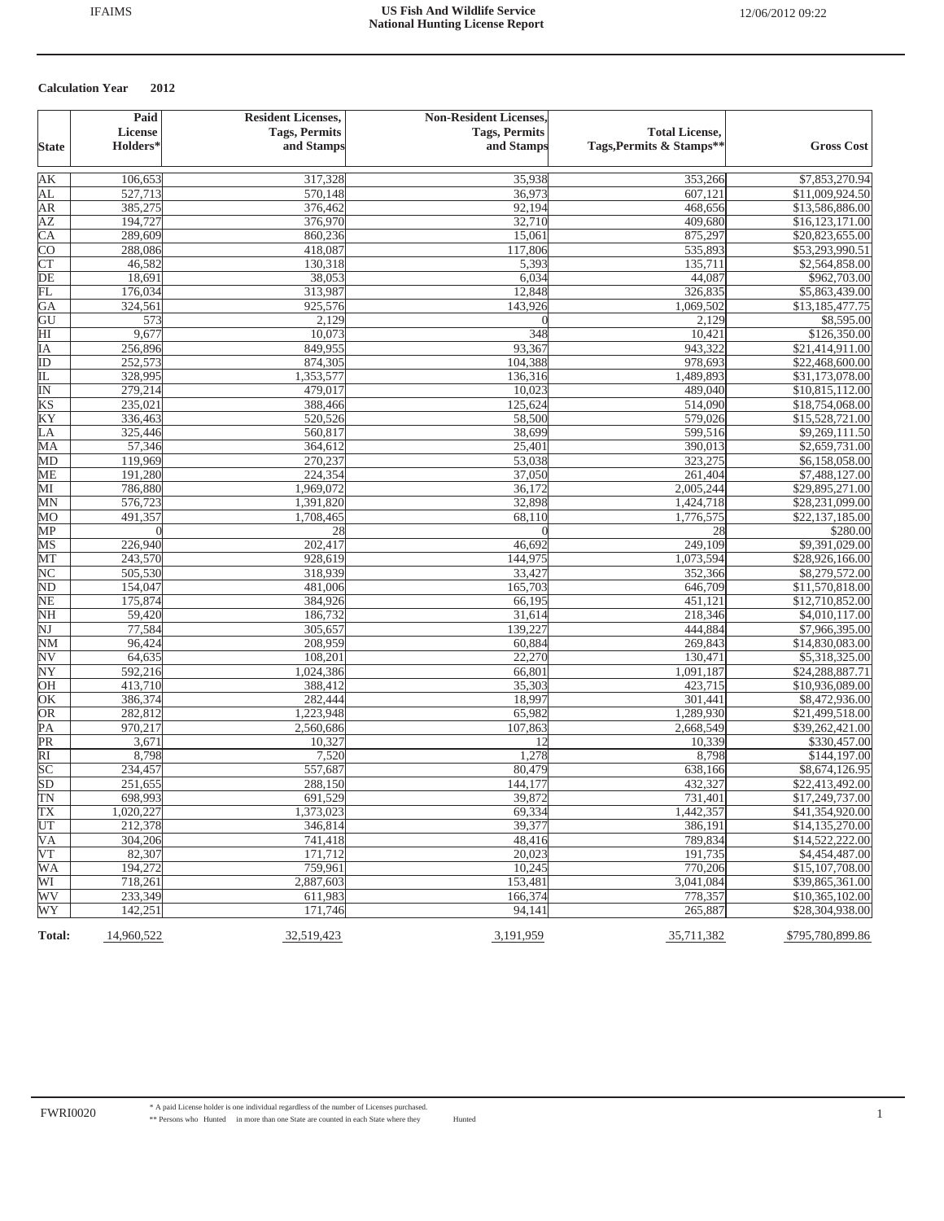**Calculation Year 2012**

| State | Paid License Holders* | Resident Licenses, Tags, Permits and Stamps | Non-Resident Licenses, Tags, Permits and Stamps | Total License, Tags,Permits & Stamps** | Gross Cost |
|---|---|---|---|---|---|
| AK | 106,653 | 317,328 | 35,938 | 353,266 | $7,853,270.94 |
| AL | 527,713 | 570,148 | 36,973 | 607,121 | $11,009,924.50 |
| AR | 385,275 | 376,462 | 92,194 | 468,656 | $13,586,886.00 |
| AZ | 194,727 | 376,970 | 32,710 | 409,680 | $16,123,171.00 |
| CA | 289,609 | 860,236 | 15,061 | 875,297 | $20,823,655.00 |
| CO | 288,086 | 418,087 | 117,806 | 535,893 | $53,293,990.51 |
| CT | 46,582 | 130,318 | 5,393 | 135,711 | $2,564,858.00 |
| DE | 18,691 | 38,053 | 6,034 | 44,087 | $962,703.00 |
| FL | 176,034 | 313,987 | 12,848 | 326,835 | $5,863,439.00 |
| GA | 324,561 | 925,576 | 143,926 | 1,069,502 | $13,185,477.75 |
| GU | 573 | 2,129 | 0 | 2,129 | $8,595.00 |
| HI | 9,677 | 10,073 | 348 | 10,421 | $126,350.00 |
| IA | 256,896 | 849,955 | 93,367 | 943,322 | $21,414,911.00 |
| ID | 252,573 | 874,305 | 104,388 | 978,693 | $22,468,600.00 |
| IL | 328,995 | 1,353,577 | 136,316 | 1,489,893 | $31,173,078.00 |
| IN | 279,214 | 479,017 | 10,023 | 489,040 | $10,815,112.00 |
| KS | 235,021 | 388,466 | 125,624 | 514,090 | $18,754,068.00 |
| KY | 336,463 | 520,526 | 58,500 | 579,026 | $15,528,721.00 |
| LA | 325,446 | 560,817 | 38,699 | 599,516 | $9,269,111.50 |
| MA | 57,346 | 364,612 | 25,401 | 390,013 | $2,659,731.00 |
| MD | 119,969 | 270,237 | 53,038 | 323,275 | $6,158,058.00 |
| ME | 191,280 | 224,354 | 37,050 | 261,404 | $7,488,127.00 |
| MI | 786,880 | 1,969,072 | 36,172 | 2,005,244 | $29,895,271.00 |
| MN | 576,723 | 1,391,820 | 32,898 | 1,424,718 | $28,231,099.00 |
| MO | 491,357 | 1,708,465 | 68,110 | 1,776,575 | $22,137,185.00 |
| MP | 0 | 28 | 0 | 28 | $280.00 |
| MS | 226,940 | 202,417 | 46,692 | 249,109 | $9,391,029.00 |
| MT | 243,570 | 928,619 | 144,975 | 1,073,594 | $28,926,166.00 |
| NC | 505,530 | 318,939 | 33,427 | 352,366 | $8,279,572.00 |
| ND | 154,047 | 481,006 | 165,703 | 646,709 | $11,570,818.00 |
| NE | 175,874 | 384,926 | 66,195 | 451,121 | $12,710,852.00 |
| NH | 59,420 | 186,732 | 31,614 | 218,346 | $4,010,117.00 |
| NJ | 77,584 | 305,657 | 139,227 | 444,884 | $7,966,395.00 |
| NM | 96,424 | 208,959 | 60,884 | 269,843 | $14,830,083.00 |
| NV | 64,635 | 108,201 | 22,270 | 130,471 | $5,318,325.00 |
| NY | 592,216 | 1,024,386 | 66,801 | 1,091,187 | $24,288,887.71 |
| OH | 413,710 | 388,412 | 35,303 | 423,715 | $10,936,089.00 |
| OK | 386,374 | 282,444 | 18,997 | 301,441 | $8,472,936.00 |
| OR | 282,812 | 1,223,948 | 65,982 | 1,289,930 | $21,499,518.00 |
| PA | 970,217 | 2,560,686 | 107,863 | 2,668,549 | $39,262,421.00 |
| PR | 3,671 | 10,327 | 12 | 10,339 | $330,457.00 |
| RI | 8,798 | 7,520 | 1,278 | 8,798 | $144,197.00 |
| SC | 234,457 | 557,687 | 80,479 | 638,166 | $8,674,126.95 |
| SD | 251,655 | 288,150 | 144,177 | 432,327 | $22,413,492.00 |
| TN | 698,993 | 691,529 | 39,872 | 731,401 | $17,249,737.00 |
| TX | 1,020,227 | 1,373,023 | 69,334 | 1,442,357 | $41,354,920.00 |
| UT | 212,378 | 346,814 | 39,377 | 386,191 | $14,135,270.00 |
| VA | 304,206 | 741,418 | 48,416 | 789,834 | $14,522,222.00 |
| VT | 82,307 | 171,712 | 20,023 | 191,735 | $4,454,487.00 |
| WA | 194,272 | 759,961 | 10,245 | 770,206 | $15,107,708.00 |
| WI | 718,261 | 2,887,603 | 153,481 | 3,041,084 | $39,865,361.00 |
| WV | 233,349 | 611,983 | 166,374 | 778,357 | $10,365,102.00 |
| WY | 142,251 | 171,746 | 94,141 | 265,887 | $28,304,938.00 |
| **Total:** | 14,960,522 | 32,519,423 | 3,191,959 | 35,711,382 | $795,780,899.86 |

FWRI0020

\* A paid License holder is one individual regardless of the number of Licenses purchased.

\*\* Persons who Hunted in more than one State are counted in each State where they Hunted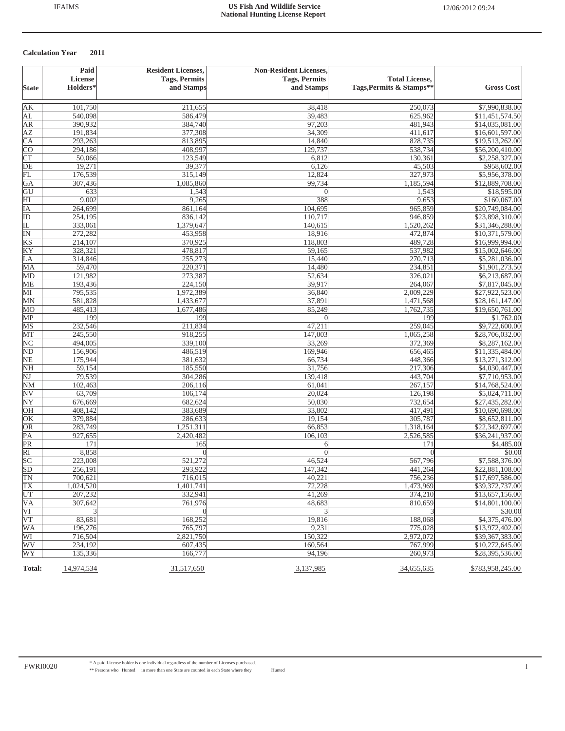# US Fish And Wildlife Service
## National Hunting License Report

**Calculation Year 2011**

| State | Paid License Holders* | Resident Licenses, Tags, Permits and Stamps | Non-Resident Licenses, Tags, Permits and Stamps | Total License, Tags,Permits & Stamps** | Gross Cost |
|---|---|---|---|---|---|
| AK | 101,750 | 211,655 | 38,418 | 250,073 | $7,990,838.00 |
| AL | 540,098 | 586,479 | 39,483 | 625,962 | $11,451,574.50 |
| AR | 390,932 | 384,740 | 97,203 | 481,943 | $14,035,081.00 |
| AZ | 191,834 | 377,308 | 34,309 | 411,617 | $16,601,597.00 |
| CA | 293,263 | 813,895 | 14,840 | 828,735 | $19,513,262.00 |
| CO | 294,186 | 408,997 | 129,737 | 538,734 | $56,200,410.00 |
| CT | 50,066 | 123,549 | 6,812 | 130,361 | $2,258,327.00 |
| DE | 19,271 | 39,377 | 6,126 | 45,503 | $958,602.00 |
| FL | 176,539 | 315,149 | 12,824 | 327,973 | $5,956,378.00 |
| GA | 307,436 | 1,085,860 | 99,734 | 1,185,594 | $12,889,708.00 |
| GU | 633 | 1,543 | 0 | 1,543 | $18,595.00 |
| HI | 9,002 | 9,265 | 388 | 9,653 | $160,067.00 |
| IA | 264,699 | 861,164 | 104,695 | 965,859 | $20,749,084.00 |
| ID | 254,195 | 836,142 | 110,717 | 946,859 | $23,898,310.00 |
| IL | 333,061 | 1,379,647 | 140,615 | 1,520,262 | $31,346,288.00 |
| IN | 272,282 | 453,958 | 18,916 | 472,874 | $10,371,579.00 |
| KS | 214,107 | 370,925 | 118,803 | 489,728 | $16,999,994.00 |
| KY | 328,321 | 478,817 | 59,165 | 537,982 | $15,002,646.00 |
| LA | 314,846 | 255,273 | 15,440 | 270,713 | $5,281,036.00 |
| MA | 59,470 | 220,371 | 14,480 | 234,851 | $1,901,273.50 |
| MD | 121,982 | 273,387 | 52,634 | 326,021 | $6,213,687.00 |
| ME | 193,436 | 224,150 | 39,917 | 264,067 | $7,817,045.00 |
| MI | 795,535 | 1,972,389 | 36,840 | 2,009,229 | $27,922,523.00 |
| MN | 581,828 | 1,433,677 | 37,891 | 1,471,568 | $28,161,147.00 |
| MO | 485,413 | 1,677,486 | 85,249 | 1,762,735 | $19,650,761.00 |
| MP | 199 | 199 | 0 | 199 | $1,762.00 |
| MS | 232,546 | 211,834 | 47,211 | 259,045 | $9,722,600.00 |
| MT | 245,550 | 918,255 | 147,003 | 1,065,258 | $28,706,032.00 |
| NC | 494,005 | 339,100 | 33,269 | 372,369 | $8,287,162.00 |
| ND | 156,906 | 486,519 | 169,946 | 656,465 | $11,335,484.00 |
| NE | 175,944 | 381,632 | 66,734 | 448,366 | $13,271,312.00 |
| NH | 59,154 | 185,550 | 31,756 | 217,306 | $4,030,447.00 |
| NJ | 79,539 | 304,286 | 139,418 | 443,704 | $7,710,953.00 |
| NM | 102,463 | 206,116 | 61,041 | 267,157 | $14,768,524.00 |
| NV | 63,709 | 106,174 | 20,024 | 126,198 | $5,024,711.00 |
| NY | 676,669 | 682,624 | 50,030 | 732,654 | $27,435,282.00 |
| OH | 408,142 | 383,689 | 33,802 | 417,491 | $10,690,698.00 |
| OK | 379,884 | 286,633 | 19,154 | 305,787 | $8,652,811.00 |
| OR | 283,749 | 1,251,311 | 66,853 | 1,318,164 | $22,342,697.00 |
| PA | 927,655 | 2,420,482 | 106,103 | 2,526,585 | $36,241,937.00 |
| PR | 171 | 165 | 6 | 171 | $4,485.00 |
| RI | 8,858 | 0 | 0 | 0 | $0.00 |
| SC | 223,008 | 521,272 | 46,524 | 567,796 | $7,588,376.00 |
| SD | 256,191 | 293,922 | 147,342 | 441,264 | $22,881,108.00 |
| TN | 700,621 | 716,015 | 40,221 | 756,236 | $17,697,586.00 |
| TX | 1,024,520 | 1,401,741 | 72,228 | 1,473,969 | $39,372,737.00 |
| UT | 207,232 | 332,941 | 41,269 | 374,210 | $13,657,156.00 |
| VA | 307,642 | 761,976 | 48,683 | 810,659 | $14,801,100.00 |
| VI | 3 | 0 | 3 | 3 | $30.00 |
| VT | 83,681 | 168,252 | 19,816 | 188,068 | $4,375,476.00 |
| WA | 196,276 | 765,797 | 9,231 | 775,028 | $13,972,402.00 |
| WI | 716,504 | 2,821,750 | 150,322 | 2,972,072 | $39,367,383.00 |
| WV | 234,192 | 607,435 | 160,564 | 767,999 | $10,272,645.00 |
| WY | 135,336 | 166,777 | 94,196 | 260,973 | $28,395,536.00 |
| **Total:** | 14,974,534 | 31,517,650 | 3,137,985 | 34,655,635 | $783,958,245.00 |

\* A paid License holder is one individual regardless of the number of Licenses purchased.
\*\* Persons who Hunted in more than one State are counted in each State where they Hunted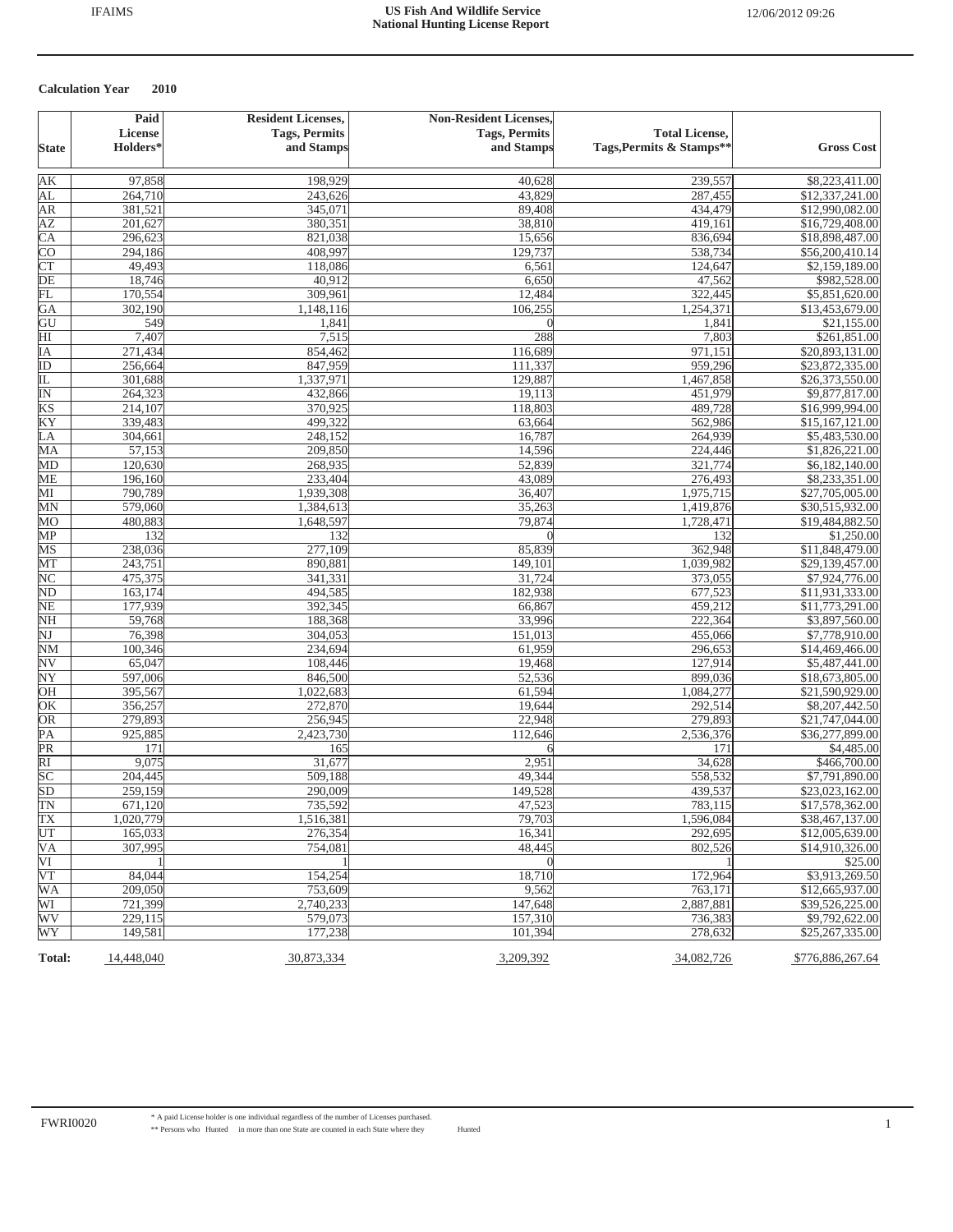**US Fish And Wildlife Service**
**National Hunting License Report**

**Calculation Year 2010**

| State | Paid License Holders* | Resident Licenses, Tags, Permits and Stamps | Non-Resident Licenses, Tags, Permits and Stamps | Total License, Tags,Permits & Stamps** | Gross Cost |
|---|---|---|---|---|---|
| AK | 97,858 | 198,929 | 40,628 | 239,557 | $8,223,411.00 |
| AL | 264,710 | 243,626 | 43,829 | 287,455 | $12,337,241.00 |
| AR | 381,521 | 345,071 | 89,408 | 434,479 | $12,990,082.00 |
| AZ | 201,627 | 380,351 | 38,810 | 419,161 | $16,729,408.00 |
| CA | 296,623 | 821,038 | 15,656 | 836,694 | $18,898,487.00 |
| CO | 294,186 | 408,997 | 129,737 | 538,734 | $56,200,410.14 |
| CT | 49,493 | 118,086 | 6,561 | 124,647 | $2,159,189.00 |
| DE | 18,746 | 40,912 | 6,650 | 47,562 | $982,528.00 |
| FL | 170,554 | 309,961 | 12,484 | 322,445 | $5,851,620.00 |
| GA | 302,190 | 1,148,116 | 106,255 | 1,254,371 | $13,453,679.00 |
| GU | 549 | 1,841 | 0 | 1,841 | $21,155.00 |
| HI | 7,407 | 7,515 | 288 | 7,803 | $261,851.00 |
| IA | 271,434 | 854,462 | 116,689 | 971,151 | $20,893,131.00 |
| ID | 256,664 | 847,959 | 111,337 | 959,296 | $23,872,335.00 |
| IL | 301,688 | 1,337,971 | 129,887 | 1,467,858 | $26,373,550.00 |
| IN | 264,323 | 432,866 | 19,113 | 451,979 | $9,877,817.00 |
| KS | 214,107 | 370,925 | 118,803 | 489,728 | $16,999,994.00 |
| KY | 339,483 | 499,322 | 63,664 | 562,986 | $15,167,121.00 |
| LA | 304,661 | 248,152 | 16,787 | 264,939 | $5,483,530.00 |
| MA | 57,153 | 209,850 | 14,596 | 224,446 | $1,826,221.00 |
| MD | 120,630 | 268,935 | 52,839 | 321,774 | $6,182,140.00 |
| ME | 196,160 | 233,404 | 43,089 | 276,493 | $8,233,351.00 |
| MI | 790,789 | 1,939,308 | 36,407 | 1,975,715 | $27,705,005.00 |
| MN | 579,060 | 1,384,613 | 35,263 | 1,419,876 | $30,515,932.00 |
| MO | 480,883 | 1,648,597 | 79,874 | 1,728,471 | $19,484,882.50 |
| MP | 132 | 132 | 0 | 132 | $1,250.00 |
| MS | 238,036 | 277,109 | 85,839 | 362,948 | $11,848,479.00 |
| MT | 243,751 | 890,881 | 149,101 | 1,039,982 | $29,139,457.00 |
| NC | 475,375 | 341,331 | 31,724 | 373,055 | $7,924,776.00 |
| ND | 163,174 | 494,585 | 182,938 | 677,523 | $11,931,333.00 |
| NE | 177,939 | 392,345 | 66,867 | 459,212 | $11,773,291.00 |
| NH | 59,768 | 188,368 | 33,996 | 222,364 | $3,897,560.00 |
| NJ | 76,398 | 304,053 | 151,013 | 455,066 | $7,778,910.00 |
| NM | 100,346 | 234,694 | 61,959 | 296,653 | $14,469,466.00 |
| NV | 65,047 | 108,446 | 19,468 | 127,914 | $5,487,441.00 |
| NY | 597,006 | 846,500 | 52,536 | 899,036 | $18,673,805.00 |
| OH | 395,567 | 1,022,683 | 61,594 | 1,084,277 | $21,590,929.00 |
| OK | 356,257 | 272,870 | 19,644 | 292,514 | $8,207,442.50 |
| OR | 279,893 | 256,945 | 22,948 | 279,893 | $21,747,044.00 |
| PA | 925,885 | 2,423,730 | 112,646 | 2,536,376 | $36,277,899.00 |
| PR | 171 | 165 | 6 | 171 | $4,485.00 |
| RI | 9,075 | 31,677 | 2,951 | 34,628 | $466,700.00 |
| SC | 204,445 | 509,188 | 49,344 | 558,532 | $7,791,890.00 |
| SD | 259,159 | 290,009 | 149,528 | 439,537 | $23,023,162.00 |
| TN | 671,120 | 735,592 | 47,523 | 783,115 | $17,578,362.00 |
| TX | 1,020,779 | 1,516,381 | 79,703 | 1,596,084 | $38,467,137.00 |
| UT | 165,033 | 276,354 | 16,341 | 292,695 | $12,005,639.00 |
| VA | 307,995 | 754,081 | 48,445 | 802,526 | $14,910,326.00 |
| VI | 1 | 1 | 0 | 1 | $25.00 |
| VT | 84,044 | 154,254 | 18,710 | 172,964 | $3,913,269.50 |
| WA | 209,050 | 753,609 | 9,562 | 763,171 | $12,665,937.00 |
| WI | 721,399 | 2,740,233 | 147,648 | 2,887,881 | $39,526,225.00 |
| WV | 229,115 | 579,073 | 157,310 | 736,383 | $9,792,622.00 |
| WY | 149,581 | 177,238 | 101,394 | 278,632 | $25,267,335.00 |
| **Total:** | 14,448,040 | 30,873,334 | 3,209,392 | 34,082,726 | $776,886,267.64 |

\* A paid License holder is one individual regardless of the number of Licenses purchased.
\** Persons who Hunted in more than one State are counted in each State where they Hunted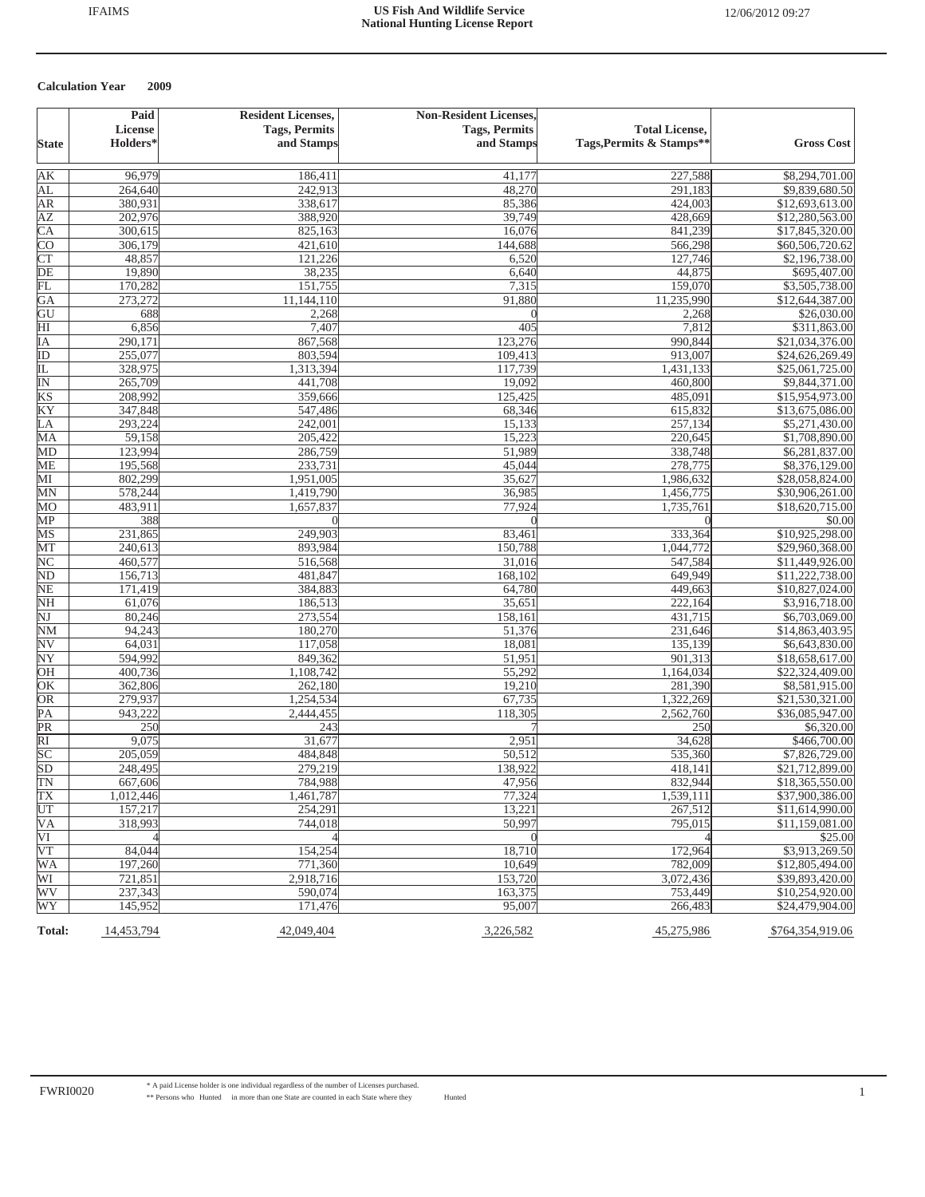**US Fish And Wildlife Service**
**National Hunting License Report**

**Calculation Year 2009**

| State | Paid License Holders* | Resident Licenses, Tags, Permits and Stamps | Non-Resident Licenses, Tags, Permits and Stamps | Total License, Tags,Permits & Stamps** | Gross Cost |
|---|---|---|---|---|---|
| AK | 96,979 | 186,411 | 41,177 | 227,588 | $8,294,701.00 |
| AL | 264,640 | 242,913 | 48,270 | 291,183 | $9,839,680.50 |
| AR | 380,931 | 338,617 | 85,386 | 424,003 | $12,693,613.00 |
| AZ | 202,976 | 388,920 | 39,749 | 428,669 | $12,280,563.00 |
| CA | 300,615 | 825,163 | 16,076 | 841,239 | $17,845,320.00 |
| CO | 306,179 | 421,610 | 144,688 | 566,298 | $60,506,720.62 |
| CT | 48,857 | 121,226 | 6,520 | 127,746 | $2,196,738.00 |
| DE | 19,890 | 38,235 | 6,640 | 44,875 | $695,407.00 |
| FL | 170,282 | 151,755 | 7,315 | 159,070 | $3,505,738.00 |
| GA | 273,272 | 11,144,110 | 91,880 | 11,235,990 | $12,644,387.00 |
| GU | 688 | 2,268 | 0 | 2,268 | $26,030.00 |
| HI | 6,856 | 7,407 | 405 | 7,812 | $311,863.00 |
| IA | 290,171 | 867,568 | 123,276 | 990,844 | $21,034,376.00 |
| ID | 255,077 | 803,594 | 109,413 | 913,007 | $24,626,269.49 |
| IL | 328,975 | 1,313,394 | 117,739 | 1,431,133 | $25,061,725.00 |
| IN | 265,709 | 441,708 | 19,092 | 460,800 | $9,844,371.00 |
| KS | 208,992 | 359,666 | 125,425 | 485,091 | $15,954,973.00 |
| KY | 347,848 | 547,486 | 68,346 | 615,832 | $13,675,086.00 |
| LA | 293,224 | 242,001 | 15,133 | 257,134 | $5,271,430.00 |
| MA | 59,158 | 205,422 | 15,223 | 220,645 | $1,708,890.00 |
| MD | 123,994 | 286,759 | 51,989 | 338,748 | $6,281,837.00 |
| ME | 195,568 | 233,731 | 45,044 | 278,775 | $8,376,129.00 |
| MI | 802,299 | 1,951,005 | 35,627 | 1,986,632 | $28,058,824.00 |
| MN | 578,244 | 1,419,790 | 36,985 | 1,456,775 | $30,906,261.00 |
| MO | 483,911 | 1,657,837 | 77,924 | 1,735,761 | $18,620,715.00 |
| MP | 388 | 0 | 0 | 0 | $0.00 |
| MS | 231,865 | 249,903 | 83,461 | 333,364 | $10,925,298.00 |
| MT | 240,613 | 893,984 | 150,788 | 1,044,772 | $29,960,368.00 |
| NC | 460,577 | 516,568 | 31,016 | 547,584 | $11,449,926.00 |
| ND | 156,713 | 481,847 | 168,102 | 649,949 | $11,222,738.00 |
| NE | 171,419 | 384,883 | 64,780 | 449,663 | $10,827,024.00 |
| NH | 61,076 | 186,513 | 35,651 | 222,164 | $3,916,718.00 |
| NJ | 80,246 | 273,554 | 158,161 | 431,715 | $6,703,069.00 |
| NM | 94,243 | 180,270 | 51,376 | 231,646 | $14,863,403.95 |
| NV | 64,031 | 117,058 | 18,081 | 135,139 | $6,643,830.00 |
| NY | 594,992 | 849,362 | 51,951 | 901,313 | $18,658,617.00 |
| OH | 400,736 | 1,108,742 | 55,292 | 1,164,034 | $22,324,409.00 |
| OK | 362,806 | 262,180 | 19,210 | 281,390 | $8,581,915.00 |
| OR | 279,937 | 1,254,534 | 67,735 | 1,322,269 | $21,530,321.00 |
| PA | 943,222 | 2,444,455 | 118,305 | 2,562,760 | $36,085,947.00 |
| PR | 250 | 243 | 7 | 250 | $6,320.00 |
| RI | 9,075 | 31,677 | 2,951 | 34,628 | $466,700.00 |
| SC | 205,059 | 484,848 | 50,512 | 535,360 | $7,826,729.00 |
| SD | 248,495 | 279,219 | 138,922 | 418,141 | $21,712,899.00 |
| TN | 667,606 | 784,988 | 47,956 | 832,944 | $18,365,550.00 |
| TX | 1,012,446 | 1,461,787 | 77,324 | 1,539,111 | $37,900,386.00 |
| UT | 157,217 | 254,291 | 13,221 | 267,512 | $11,614,990.00 |
| VA | 318,993 | 744,018 | 50,997 | 795,015 | $11,159,081.00 |
| VI | 4 | 4 | 0 | 4 | $25.00 |
| VT | 84,044 | 154,254 | 18,710 | 172,964 | $3,913,269.50 |
| WA | 197,260 | 771,360 | 10,649 | 782,009 | $12,805,494.00 |
| WI | 721,851 | 2,918,716 | 153,720 | 3,072,436 | $39,893,420.00 |
| WV | 237,343 | 590,074 | 163,375 | 753,449 | $10,254,920.00 |
| WY | 145,952 | 171,476 | 95,007 | 266,483 | $24,479,904.00 |
| **Total:** | 14,453,794 | 42,049,404 | 3,226,582 | 45,275,986 | $764,354,919.06 |

\* A paid License holder is one individual regardless of the number of Licenses purchased.
\** Persons who Hunted in more than one State are counted in each State where they Hunted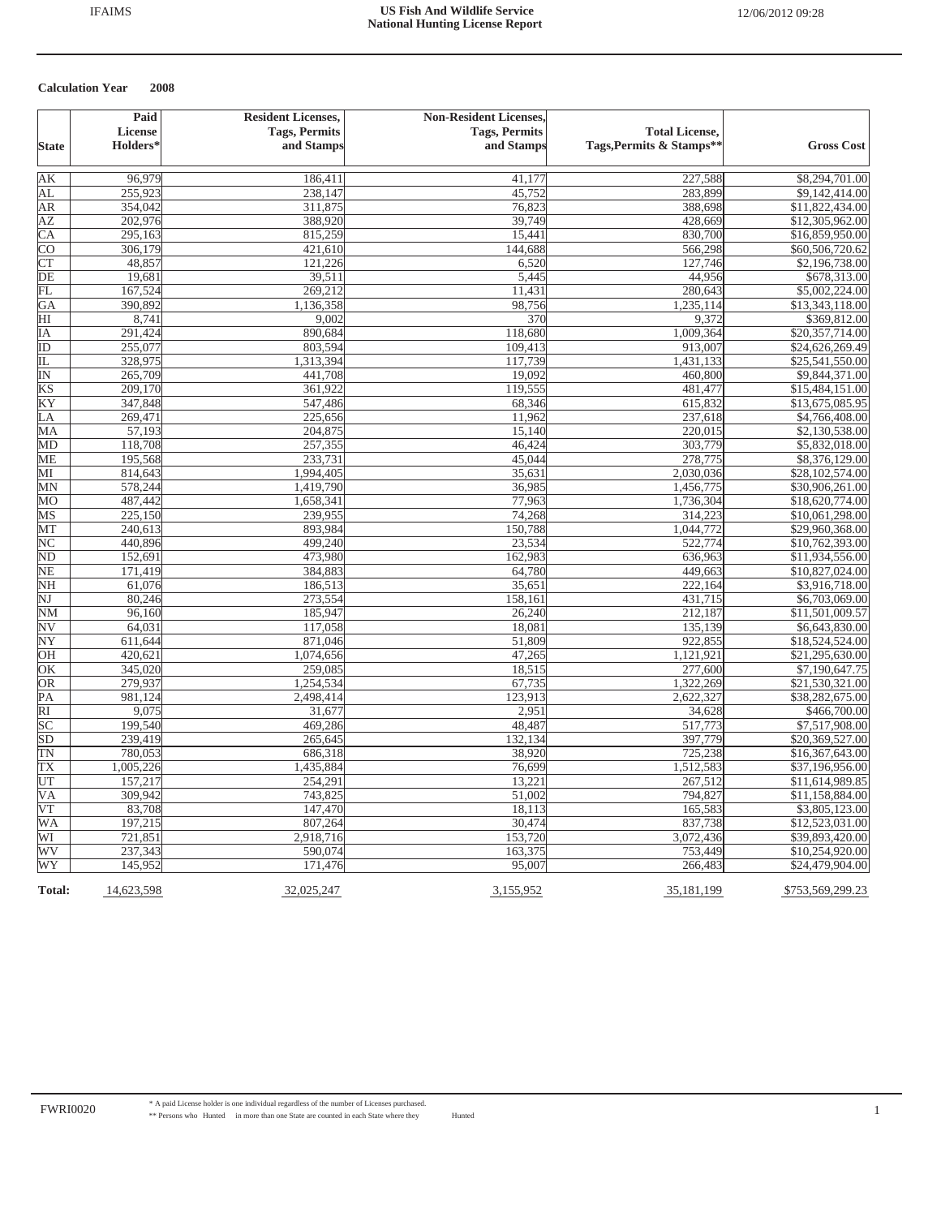**Calculation Year 2008**

| State | Paid License Holders* | Resident Licenses, Tags, Permits and Stamps | Non-Resident Licenses, Tags, Permits and Stamps | Total License, Tags,Permits & Stamps** | Gross Cost |
|---|---|---|---|---|---|
| AK | 96,979 | 186,411 | 41,177 | 227,588 | $8,294,701.00 |
| AL | 255,923 | 238,147 | 45,752 | 283,899 | $9,142,414.00 |
| AR | 354,042 | 311,875 | 76,823 | 388,698 | $11,822,434.00 |
| AZ | 202,976 | 388,920 | 39,749 | 428,669 | $12,305,962.00 |
| CA | 295,163 | 815,259 | 15,441 | 830,700 | $16,859,950.00 |
| CO | 306,179 | 421,610 | 144,688 | 566,298 | $60,506,720.62 |
| CT | 48,857 | 121,226 | 6,520 | 127,746 | $2,196,738.00 |
| DE | 19,681 | 39,511 | 5,445 | 44,956 | $678,313.00 |
| FL | 167,524 | 269,212 | 11,431 | 280,643 | $5,002,224.00 |
| GA | 390,892 | 1,136,358 | 98,756 | 1,235,114 | $13,343,118.00 |
| HI | 8,741 | 9,002 | 370 | 9,372 | $369,812.00 |
| IA | 291,424 | 890,684 | 118,680 | 1,009,364 | $20,357,714.00 |
| ID | 255,077 | 803,594 | 109,413 | 913,007 | $24,626,269.49 |
| IL | 328,975 | 1,313,394 | 117,739 | 1,431,133 | $25,541,550.00 |
| IN | 265,709 | 441,708 | 19,092 | 460,800 | $9,844,371.00 |
| KS | 209,170 | 361,922 | 119,555 | 481,477 | $15,484,151.00 |
| KY | 347,848 | 547,486 | 68,346 | 615,832 | $13,675,085.95 |
| LA | 269,471 | 225,656 | 11,962 | 237,618 | $4,766,408.00 |
| MA | 57,193 | 204,875 | 15,140 | 220,015 | $2,130,538.00 |
| MD | 118,708 | 257,355 | 46,424 | 303,779 | $5,832,018.00 |
| ME | 195,568 | 233,731 | 45,044 | 278,775 | $8,376,129.00 |
| MI | 814,643 | 1,994,405 | 35,631 | 2,030,036 | $28,102,574.00 |
| MN | 578,244 | 1,419,790 | 36,985 | 1,456,775 | $30,906,261.00 |
| MO | 487,442 | 1,658,341 | 77,963 | 1,736,304 | $18,620,774.00 |
| MS | 225,150 | 239,955 | 74,268 | 314,223 | $10,061,298.00 |
| MT | 240,613 | 893,984 | 150,788 | 1,044,772 | $29,960,368.00 |
| NC | 440,896 | 499,240 | 23,534 | 522,774 | $10,762,393.00 |
| ND | 152,691 | 473,980 | 162,983 | 636,963 | $11,934,556.00 |
| NE | 171,419 | 384,883 | 64,780 | 449,663 | $10,827,024.00 |
| NH | 61,076 | 186,513 | 35,651 | 222,164 | $3,916,718.00 |
| NJ | 80,246 | 273,554 | 158,161 | 431,715 | $6,703,069.00 |
| NM | 96,160 | 185,947 | 26,240 | 212,187 | $11,501,009.57 |
| NV | 64,031 | 117,058 | 18,081 | 135,139 | $6,643,830.00 |
| NY | 611,644 | 871,046 | 51,809 | 922,855 | $18,524,524.00 |
| OH | 420,621 | 1,074,656 | 47,265 | 1,121,921 | $21,295,630.00 |
| OK | 345,020 | 259,085 | 18,515 | 277,600 | $7,190,647.75 |
| OR | 279,937 | 1,254,534 | 67,735 | 1,322,269 | $21,530,321.00 |
| PA | 981,124 | 2,498,414 | 123,913 | 2,622,327 | $38,282,675.00 |
| RI | 9,075 | 31,677 | 2,951 | 34,628 | $466,700.00 |
| SC | 199,540 | 469,286 | 48,487 | 517,773 | $7,517,908.00 |
| SD | 239,419 | 265,645 | 132,134 | 397,779 | $20,369,527.00 |
| TN | 780,053 | 686,318 | 38,920 | 725,238 | $16,367,643.00 |
| TX | 1,005,226 | 1,435,884 | 76,699 | 1,512,583 | $37,196,956.00 |
| UT | 157,217 | 254,291 | 13,221 | 267,512 | $11,614,989.85 |
| VA | 309,942 | 743,825 | 51,002 | 794,827 | $11,158,884.00 |
| VT | 83,708 | 147,470 | 18,113 | 165,583 | $3,805,123.00 |
| WA | 197,215 | 807,264 | 30,474 | 837,738 | $12,523,031.00 |
| WI | 721,851 | 2,918,716 | 153,720 | 3,072,436 | $39,893,420.00 |
| WV | 237,343 | 590,074 | 163,375 | 753,449 | $10,254,920.00 |
| WY | 145,952 | 171,476 | 95,007 | 266,483 | $24,479,904.00 |
| **Total:** | 14,623,598 | 32,025,247 | 3,155,952 | 35,181,199 | $753,569,299.23 |

\* A paid License holder is one individual regardless of the number of Licenses purchased.

\*\* Persons who Hunted in more than one State are counted in each State where they Hunted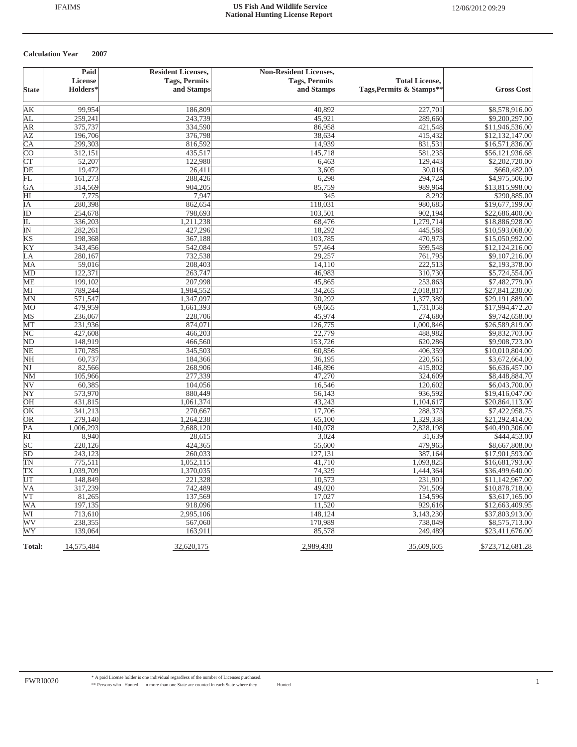**Calculation Year 2007**

| State | Paid License Holders* | Resident Licenses, Tags, Permits and Stamps | Non-Resident Licenses, Tags, Permits and Stamps | Total License, Tags,Permits & Stamps** | Gross Cost |
|---|---|---|---|---|---|
| AK | 99,954 | 186,809 | 40,892 | 227,701 | $8,578,916.00 |
| AL | 259,241 | 243,739 | 45,921 | 289,660 | $9,200,297.00 |
| AR | 375,737 | 334,590 | 86,958 | 421,548 | $11,946,536.00 |
| AZ | 196,706 | 376,798 | 38,634 | 415,432 | $12,132,147.00 |
| CA | 299,303 | 816,592 | 14,939 | 831,531 | $16,571,836.00 |
| CO | 312,151 | 435,517 | 145,718 | 581,235 | $56,121,936.68 |
| CT | 52,207 | 122,980 | 6,463 | 129,443 | $2,202,720.00 |
| DE | 19,472 | 26,411 | 3,605 | 30,016 | $660,482.00 |
| FL | 161,273 | 288,426 | 6,298 | 294,724 | $4,975,506.00 |
| GA | 314,569 | 904,205 | 85,759 | 989,964 | $13,815,998.00 |
| HI | 7,775 | 7,947 | 345 | 8,292 | $290,885.00 |
| IA | 280,398 | 862,654 | 118,031 | 980,685 | $19,677,199.00 |
| ID | 254,678 | 798,693 | 103,501 | 902,194 | $22,686,400.00 |
| IL | 336,203 | 1,211,238 | 68,476 | 1,279,714 | $18,886,928.00 |
| IN | 282,261 | 427,296 | 18,292 | 445,588 | $10,593,068.00 |
| KS | 198,368 | 367,188 | 103,785 | 470,973 | $15,050,992.00 |
| KY | 343,456 | 542,084 | 57,464 | 599,548 | $12,124,216.00 |
| LA | 280,167 | 732,538 | 29,257 | 761,795 | $9,107,216.00 |
| MA | 59,016 | 208,403 | 14,110 | 222,513 | $2,193,378.00 |
| MD | 122,371 | 263,747 | 46,983 | 310,730 | $5,724,554.00 |
| ME | 199,102 | 207,998 | 45,865 | 253,863 | $7,482,779.00 |
| MI | 789,244 | 1,984,552 | 34,265 | 2,018,817 | $27,841,230.00 |
| MN | 571,547 | 1,347,097 | 30,292 | 1,377,389 | $29,191,889.00 |
| MO | 479,959 | 1,661,393 | 69,665 | 1,731,058 | $17,994,472.20 |
| MS | 236,067 | 228,706 | 45,974 | 274,680 | $9,742,658.00 |
| MT | 231,936 | 874,071 | 126,775 | 1,000,846 | $26,589,819.00 |
| NC | 427,608 | 466,203 | 22,779 | 488,982 | $9,832,703.00 |
| ND | 148,919 | 466,560 | 153,726 | 620,286 | $9,908,723.00 |
| NE | 170,785 | 345,503 | 60,856 | 406,359 | $10,010,804.00 |
| NH | 60,737 | 184,366 | 36,195 | 220,561 | $3,672,664.00 |
| NJ | 82,566 | 268,906 | 146,896 | 415,802 | $6,636,457.00 |
| NM | 105,966 | 277,339 | 47,270 | 324,609 | $8,448,884.70 |
| NV | 60,385 | 104,056 | 16,546 | 120,602 | $6,043,700.00 |
| NY | 573,970 | 880,449 | 56,143 | 936,592 | $19,416,047.00 |
| OH | 431,815 | 1,061,374 | 43,243 | 1,104,617 | $20,864,113.00 |
| OK | 341,213 | 270,667 | 17,706 | 288,373 | $7,422,958.75 |
| OR | 279,140 | 1,264,238 | 65,100 | 1,329,338 | $21,292,414.00 |
| PA | 1,006,293 | 2,688,120 | 140,078 | 2,828,198 | $40,490,306.00 |
| RI | 8,940 | 28,615 | 3,024 | 31,639 | $444,453.00 |
| SC | 220,126 | 424,365 | 55,600 | 479,965 | $8,667,808.00 |
| SD | 243,123 | 260,033 | 127,131 | 387,164 | $17,901,593.00 |
| TN | 775,511 | 1,052,115 | 41,710 | 1,093,825 | $16,681,793.00 |
| TX | 1,039,709 | 1,370,035 | 74,329 | 1,444,364 | $36,499,640.00 |
| UT | 148,849 | 221,328 | 10,573 | 231,901 | $11,142,967.00 |
| VA | 317,239 | 742,489 | 49,020 | 791,509 | $10,878,718.00 |
| VT | 81,265 | 137,569 | 17,027 | 154,596 | $3,617,165.00 |
| WA | 197,135 | 918,096 | 11,520 | 929,616 | $12,663,409.95 |
| WI | 713,610 | 2,995,106 | 148,124 | 3,143,230 | $37,803,913.00 |
| WV | 238,355 | 567,060 | 170,989 | 738,049 | $8,575,713.00 |
| WY | 139,064 | 163,911 | 85,578 | 249,489 | $23,411,676.00 |
| **Total:** | 14,575,484 | 32,620,175 | 2,989,430 | 35,609,605 | $723,712,681.28 |

\* A paid License holder is one individual regardless of the number of Licenses purchased.

\*\* Persons who Hunted in more than one State are counted in each State where they Hunted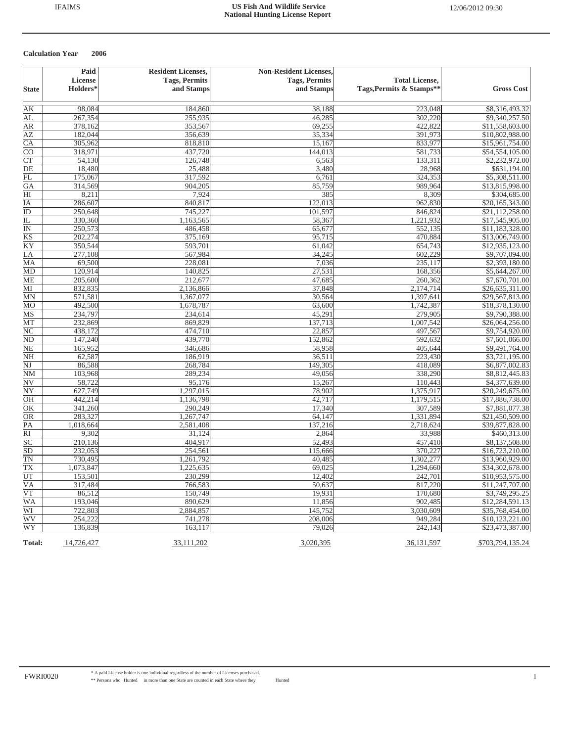**Calculation Year 2006**

| State | Paid License Holders* | Resident Licenses, Tags, Permits and Stamps | Non-Resident Licenses, Tags, Permits and Stamps | Total License, Tags,Permits & Stamps** | Gross Cost |
|---|---|---|---|---|---|
| AK | 98,084 | 184,860 | 38,188 | 223,048 | $8,316,493.32 |
| AL | 267,354 | 255,935 | 46,285 | 302,220 | $9,340,257.50 |
| AR | 378,162 | 353,567 | 69,255 | 422,822 | $11,558,603.00 |
| AZ | 182,044 | 356,639 | 35,334 | 391,973 | $10,802,988.00 |
| CA | 305,962 | 818,810 | 15,167 | 833,977 | $15,961,754.00 |
| CO | 318,971 | 437,720 | 144,013 | 581,733 | $54,554,105.00 |
| CT | 54,130 | 126,748 | 6,563 | 133,311 | $2,232,972.00 |
| DE | 18,480 | 25,488 | 3,480 | 28,968 | $631,194.00 |
| FL | 175,067 | 317,592 | 6,761 | 324,353 | $5,308,511.00 |
| GA | 314,569 | 904,205 | 85,759 | 989,964 | $13,815,998.00 |
| HI | 8,211 | 7,924 | 385 | 8,309 | $304,685.00 |
| IA | 286,607 | 840,817 | 122,013 | 962,830 | $20,165,343.00 |
| ID | 250,648 | 745,227 | 101,597 | 846,824 | $21,112,258.00 |
| IL | 330,360 | 1,163,565 | 58,367 | 1,221,932 | $17,545,905.00 |
| IN | 250,573 | 486,458 | 65,677 | 552,135 | $11,183,328.00 |
| KS | 202,274 | 375,169 | 95,715 | 470,884 | $13,006,749.00 |
| KY | 350,544 | 593,701 | 61,042 | 654,743 | $12,935,123.00 |
| LA | 277,108 | 567,984 | 34,245 | 602,229 | $9,707,094.00 |
| MA | 69,500 | 228,081 | 7,036 | 235,117 | $2,393,180.00 |
| MD | 120,914 | 140,825 | 27,531 | 168,356 | $5,644,267.00 |
| ME | 205,600 | 212,677 | 47,685 | 260,362 | $7,670,701.00 |
| MI | 832,835 | 2,136,866 | 37,848 | 2,174,714 | $26,635,311.00 |
| MN | 571,581 | 1,367,077 | 30,564 | 1,397,641 | $29,567,813.00 |
| MO | 492,500 | 1,678,787 | 63,600 | 1,742,387 | $18,378,130.00 |
| MS | 234,797 | 234,614 | 45,291 | 279,905 | $9,790,388.00 |
| MT | 232,869 | 869,829 | 137,713 | 1,007,542 | $26,064,256.00 |
| NC | 438,172 | 474,710 | 22,857 | 497,567 | $9,754,920.00 |
| ND | 147,240 | 439,770 | 152,862 | 592,632 | $7,601,066.00 |
| NE | 165,952 | 346,686 | 58,958 | 405,644 | $9,491,764.00 |
| NH | 62,587 | 186,919 | 36,511 | 223,430 | $3,721,195.00 |
| NJ | 86,588 | 268,784 | 149,305 | 418,089 | $6,877,002.83 |
| NM | 103,968 | 289,234 | 49,056 | 338,290 | $8,812,445.83 |
| NV | 58,722 | 95,176 | 15,267 | 110,443 | $4,377,639.00 |
| NY | 627,749 | 1,297,015 | 78,902 | 1,375,917 | $20,249,675.00 |
| OH | 442,214 | 1,136,798 | 42,717 | 1,179,515 | $17,886,738.00 |
| OK | 341,260 | 290,249 | 17,340 | 307,589 | $7,881,077.38 |
| OR | 283,327 | 1,267,747 | 64,147 | 1,331,894 | $21,450,509.00 |
| PA | 1,018,664 | 2,581,408 | 137,216 | 2,718,624 | $39,877,828.00 |
| RI | 9,302 | 31,124 | 2,864 | 33,988 | $460,313.00 |
| SC | 210,136 | 404,917 | 52,493 | 457,410 | $8,137,508.00 |
| SD | 232,053 | 254,561 | 115,666 | 370,227 | $16,723,210.00 |
| TN | 730,495 | 1,261,792 | 40,485 | 1,302,277 | $13,960,929.00 |
| TX | 1,073,847 | 1,225,635 | 69,025 | 1,294,660 | $34,302,678.00 |
| UT | 153,501 | 230,299 | 12,402 | 242,701 | $10,953,575.00 |
| VA | 317,484 | 766,583 | 50,637 | 817,220 | $11,247,707.00 |
| VT | 86,512 | 150,749 | 19,931 | 170,680 | $3,749,295.25 |
| WA | 193,046 | 890,629 | 11,856 | 902,485 | $12,284,591.13 |
| WI | 722,803 | 2,884,857 | 145,752 | 3,030,609 | $35,768,454.00 |
| WV | 254,222 | 741,278 | 208,006 | 949,284 | $10,123,221.00 |
| WY | 136,839 | 163,117 | 79,026 | 242,143 | $23,473,387.00 |
| **Total:** | 14,726,427 | 33,111,202 | 3,020,395 | 36,131,597 | $703,794,135.24 |

\* A paid License holder is one individual regardless of the number of Licenses purchased.

\*\* Persons who Hunted in more than one State are counted in each State where they Hunted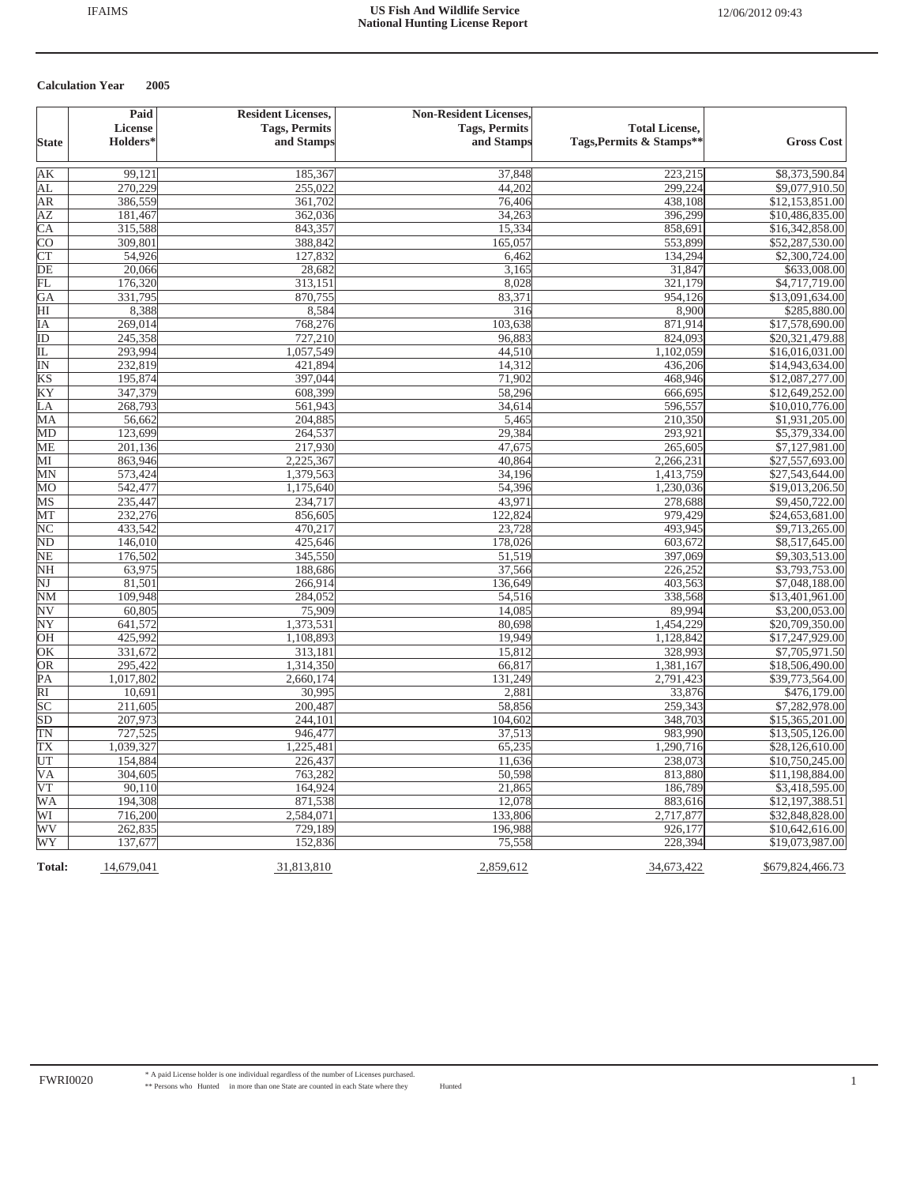**Calculation Year 2005**

| State | Paid License Holders* | Resident Licenses, Tags, Permits and Stamps | Non-Resident Licenses, Tags, Permits and Stamps | Total License, Tags,Permits & Stamps** | Gross Cost |
|---|---|---|---|---|---|
| AK | 99,121 | 185,367 | 37,848 | 223,215 | $8,373,590.84 |
| AL | 270,229 | 255,022 | 44,202 | 299,224 | $9,077,910.50 |
| AR | 386,559 | 361,702 | 76,406 | 438,108 | $12,153,851.00 |
| AZ | 181,467 | 362,036 | 34,263 | 396,299 | $10,486,835.00 |
| CA | 315,588 | 843,357 | 15,334 | 858,691 | $16,342,858.00 |
| CO | 309,801 | 388,842 | 165,057 | 553,899 | $52,287,530.00 |
| CT | 54,926 | 127,832 | 6,462 | 134,294 | $2,300,724.00 |
| DE | 20,066 | 28,682 | 3,165 | 31,847 | $633,008.00 |
| FL | 176,320 | 313,151 | 8,028 | 321,179 | $4,717,719.00 |
| GA | 331,795 | 870,755 | 83,371 | 954,126 | $13,091,634.00 |
| HI | 8,388 | 8,584 | 316 | 8,900 | $285,880.00 |
| IA | 269,014 | 768,276 | 103,638 | 871,914 | $17,578,690.00 |
| ID | 245,358 | 727,210 | 96,883 | 824,093 | $20,321,479.88 |
| IL | 293,994 | 1,057,549 | 44,510 | 1,102,059 | $16,016,031.00 |
| IN | 232,819 | 421,894 | 14,312 | 436,206 | $14,943,634.00 |
| KS | 195,874 | 397,044 | 71,902 | 468,946 | $12,087,277.00 |
| KY | 347,379 | 608,399 | 58,296 | 666,695 | $12,649,252.00 |
| LA | 268,793 | 561,943 | 34,614 | 596,557 | $10,010,776.00 |
| MA | 56,662 | 204,885 | 5,465 | 210,350 | $1,931,205.00 |
| MD | 123,699 | 264,537 | 29,384 | 293,921 | $5,379,334.00 |
| ME | 201,136 | 217,930 | 47,675 | 265,605 | $7,127,981.00 |
| MI | 863,946 | 2,225,367 | 40,864 | 2,266,231 | $27,557,693.00 |
| MN | 573,424 | 1,379,563 | 34,196 | 1,413,759 | $27,543,644.00 |
| MO | 542,477 | 1,175,640 | 54,396 | 1,230,036 | $19,013,206.50 |
| MS | 235,447 | 234,717 | 43,971 | 278,688 | $9,450,722.00 |
| MT | 232,276 | 856,605 | 122,824 | 979,429 | $24,653,681.00 |
| NC | 433,542 | 470,217 | 23,728 | 493,945 | $9,713,265.00 |
| ND | 146,010 | 425,646 | 178,026 | 603,672 | $8,517,645.00 |
| NE | 176,502 | 345,550 | 51,519 | 397,069 | $9,303,513.00 |
| NH | 63,975 | 188,686 | 37,566 | 226,252 | $3,793,753.00 |
| NJ | 81,501 | 266,914 | 136,649 | 403,563 | $7,048,188.00 |
| NM | 109,948 | 284,052 | 54,516 | 338,568 | $13,401,961.00 |
| NV | 60,805 | 75,909 | 14,085 | 89,994 | $3,200,053.00 |
| NY | 641,572 | 1,373,531 | 80,698 | 1,454,229 | $20,709,350.00 |
| OH | 425,992 | 1,108,893 | 19,949 | 1,128,842 | $17,247,929.00 |
| OK | 331,672 | 313,181 | 15,812 | 328,993 | $7,705,971.50 |
| OR | 295,422 | 1,314,350 | 66,817 | 1,381,167 | $18,506,490.00 |
| PA | 1,017,802 | 2,660,174 | 131,249 | 2,791,423 | $39,773,564.00 |
| RI | 10,691 | 30,995 | 2,881 | 33,876 | $476,179.00 |
| SC | 211,605 | 200,487 | 58,856 | 259,343 | $7,282,978.00 |
| SD | 207,973 | 244,101 | 104,602 | 348,703 | $15,365,201.00 |
| TN | 727,525 | 946,477 | 37,513 | 983,990 | $13,505,126.00 |
| TX | 1,039,327 | 1,225,481 | 65,235 | 1,290,716 | $28,126,610.00 |
| UT | 154,884 | 226,437 | 11,636 | 238,073 | $10,750,245.00 |
| VA | 304,605 | 763,282 | 50,598 | 813,880 | $11,198,884.00 |
| VT | 90,110 | 164,924 | 21,865 | 186,789 | $3,418,595.00 |
| WA | 194,308 | 871,538 | 12,078 | 883,616 | $12,197,388.51 |
| WI | 716,200 | 2,584,071 | 133,806 | 2,717,877 | $32,848,828.00 |
| WV | 262,835 | 729,189 | 196,988 | 926,177 | $10,642,616.00 |
| WY | 137,677 | 152,836 | 75,558 | 228,394 | $19,073,987.00 |
| **Total:** | 14,679,041 | 31,813,810 | 2,859,612 | 34,673,422 | $679,824,466.73 |

\* A paid License holder is one individual regardless of the number of Licenses purchased.

** Persons who Hunted in more than one State are counted in each State where they Hunted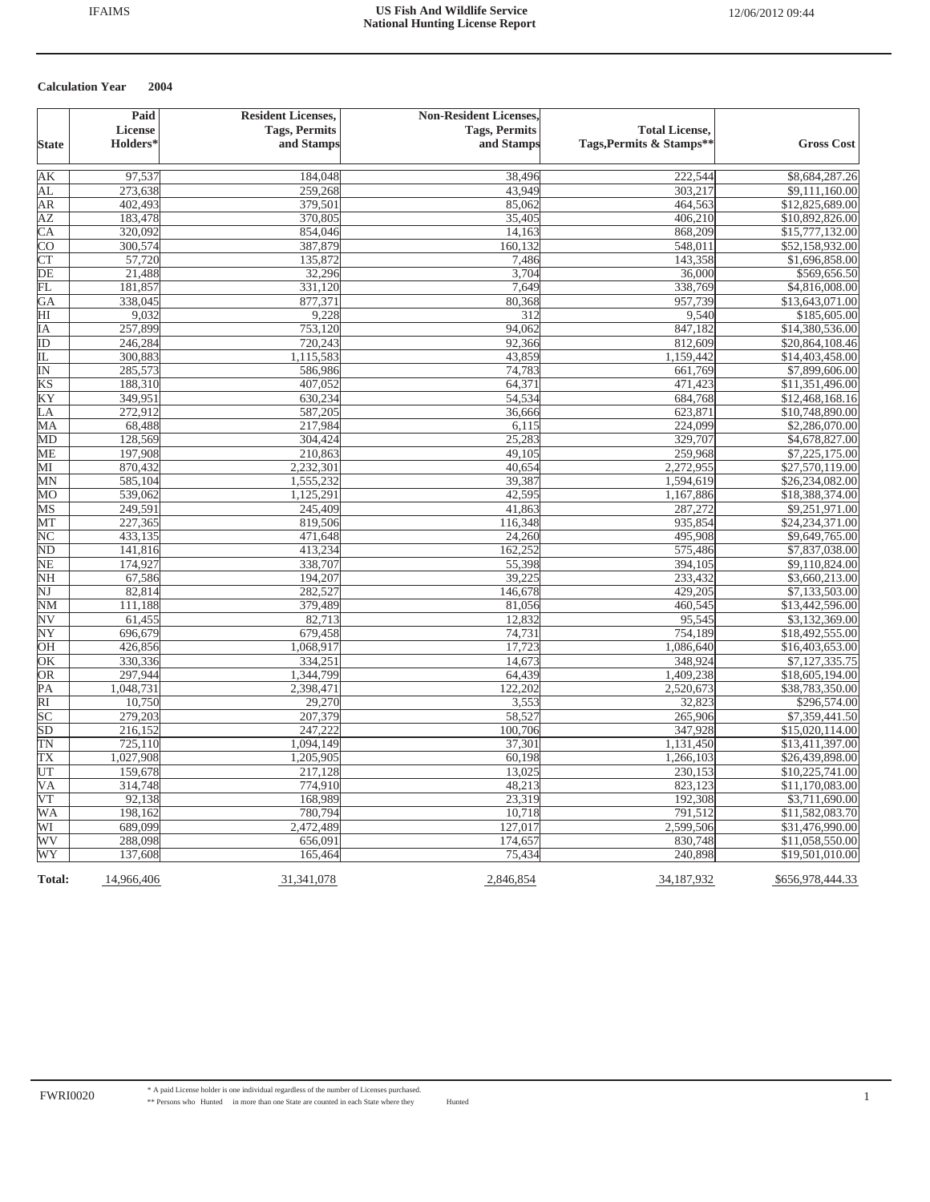**Calculation Year 2004**

| State | Paid License Holders* | Resident Licenses, Tags, Permits and Stamps | Non-Resident Licenses, Tags, Permits and Stamps | Total License, Tags,Permits & Stamps** | Gross Cost |
|---|---|---|---|---|---|
| AK | 97,537 | 184,048 | 38,496 | 222,544 | $8,684,287.26 |
| AL | 273,638 | 259,268 | 43,949 | 303,217 | $9,111,160.00 |
| AR | 402,493 | 379,501 | 85,062 | 464,563 | $12,825,689.00 |
| AZ | 183,478 | 370,805 | 35,405 | 406,210 | $10,892,826.00 |
| CA | 320,092 | 854,046 | 14,163 | 868,209 | $15,777,132.00 |
| CO | 300,574 | 387,879 | 160,132 | 548,011 | $52,158,932.00 |
| CT | 57,720 | 135,872 | 7,486 | 143,358 | $1,696,858.00 |
| DE | 21,488 | 32,296 | 3,704 | 36,000 | $569,656.50 |
| FL | 181,857 | 331,120 | 7,649 | 338,769 | $4,816,008.00 |
| GA | 338,045 | 877,371 | 80,368 | 957,739 | $13,643,071.00 |
| HI | 9,032 | 9,228 | 312 | 9,540 | $185,605.00 |
| IA | 257,899 | 753,120 | 94,062 | 847,182 | $14,380,536.00 |
| ID | 246,284 | 720,243 | 92,366 | 812,609 | $20,864,108.46 |
| IL | 300,883 | 1,115,583 | 43,859 | 1,159,442 | $14,403,458.00 |
| IN | 285,573 | 586,986 | 74,783 | 661,769 | $7,899,606.00 |
| KS | 188,310 | 407,052 | 64,371 | 471,423 | $11,351,496.00 |
| KY | 349,951 | 630,234 | 54,534 | 684,768 | $12,468,168.16 |
| LA | 272,912 | 587,205 | 36,666 | 623,871 | $10,748,890.00 |
| MA | 68,488 | 217,984 | 6,115 | 224,099 | $2,286,070.00 |
| MD | 128,569 | 304,424 | 25,283 | 329,707 | $4,678,827.00 |
| ME | 197,908 | 210,863 | 49,105 | 259,968 | $7,225,175.00 |
| MI | 870,432 | 2,232,301 | 40,654 | 2,272,955 | $27,570,119.00 |
| MN | 585,104 | 1,555,232 | 39,387 | 1,594,619 | $26,234,082.00 |
| MO | 539,062 | 1,125,291 | 42,595 | 1,167,886 | $18,388,374.00 |
| MS | 249,591 | 245,409 | 41,863 | 287,272 | $9,251,971.00 |
| MT | 227,365 | 819,506 | 116,348 | 935,854 | $24,234,371.00 |
| NC | 433,135 | 471,648 | 24,260 | 495,908 | $9,649,765.00 |
| ND | 141,816 | 413,234 | 162,252 | 575,486 | $7,837,038.00 |
| NE | 174,927 | 338,707 | 55,398 | 394,105 | $9,110,824.00 |
| NH | 67,586 | 194,207 | 39,225 | 233,432 | $3,660,213.00 |
| NJ | 82,814 | 282,527 | 146,678 | 429,205 | $7,133,503.00 |
| NM | 111,188 | 379,489 | 81,056 | 460,545 | $13,442,596.00 |
| NV | 61,455 | 82,713 | 12,832 | 95,545 | $3,132,369.00 |
| NY | 696,679 | 679,458 | 74,731 | 754,189 | $18,492,555.00 |
| OH | 426,856 | 1,068,917 | 17,723 | 1,086,640 | $16,403,653.00 |
| OK | 330,336 | 334,251 | 14,673 | 348,924 | $7,127,335.75 |
| OR | 297,944 | 1,344,799 | 64,439 | 1,409,238 | $18,605,194.00 |
| PA | 1,048,731 | 2,398,471 | 122,202 | 2,520,673 | $38,783,350.00 |
| RI | 10,750 | 29,270 | 3,553 | 32,823 | $296,574.00 |
| SC | 279,203 | 207,379 | 58,527 | 265,906 | $7,359,441.50 |
| SD | 216,152 | 247,222 | 100,706 | 347,928 | $15,020,114.00 |
| TN | 725,110 | 1,094,149 | 37,301 | 1,131,450 | $13,411,397.00 |
| TX | 1,027,908 | 1,205,905 | 60,198 | 1,266,103 | $26,439,898.00 |
| UT | 159,678 | 217,128 | 13,025 | 230,153 | $10,225,741.00 |
| VA | 314,748 | 774,910 | 48,213 | 823,123 | $11,170,083.00 |
| VT | 92,138 | 168,989 | 23,319 | 192,308 | $3,711,690.00 |
| WA | 198,162 | 780,794 | 10,718 | 791,512 | $11,582,083.70 |
| WI | 689,099 | 2,472,489 | 127,017 | 2,599,506 | $31,476,990.00 |
| WV | 288,098 | 656,091 | 174,657 | 830,748 | $11,058,550.00 |
| WY | 137,608 | 165,464 | 75,434 | 240,898 | $19,501,010.00 |
| **Total:** | 14,966,406 | 31,341,078 | 2,846,854 | 34,187,932 | $656,978,444.33 |

\* A paid License holder is one individual regardless of the number of Licenses purchased.

\*\* Persons who Hunted in more than one State are counted in each State where they Hunted